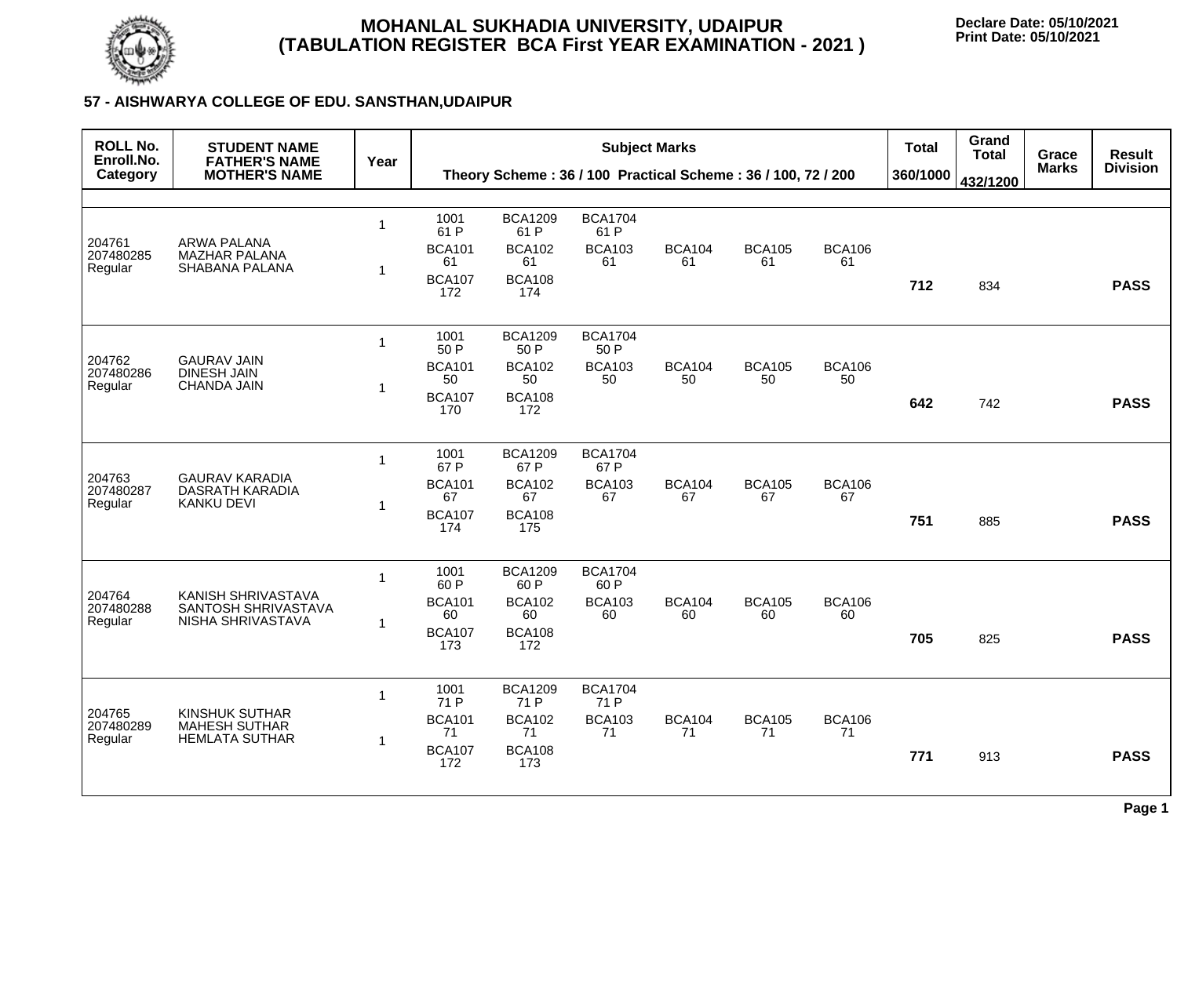# MOHANLAL SUKHADIA UNIVERSITY, UDAIPUR
## (TABULATION REGISTER BCA First YEAR EXAMINATION - 2021 )

**Declare Date: 05/10/2021**
**Print Date: 05/10/2021**

### 57 - AISHWARYA COLLEGE OF EDU. SANSTHAN,UDAIPUR

| ROLL No. Enroll.No. Category | STUDENT NAME FATHER'S NAME MOTHER'S NAME | Year | Subject Marks Theory Scheme : 36 / 100 Practical Scheme : 36 / 100, 72 / 200 | Total 360/1000 | Grand Total 432/1200 | Grace Marks | Result Division |
|---|---|---|---|---|---|---|---|
| 204761 207480285 Regular | ARWA PALANA MAZHAR PALANA SHABANA PALANA | 1 1 | 1001 61 P, BCA1209 61 P, BCA1704 61 P; BCA101 61, BCA102 61, BCA103 61, BCA104 61, BCA105 61, BCA106 61; BCA107 172, BCA108 174 | **712** | 834 | | **PASS** |
| 204762 207480286 Regular | GAURAV JAIN DINESH JAIN CHANDA JAIN | 1 1 | 1001 50 P, BCA1209 50 P, BCA1704 50 P; BCA101 50, BCA102 50, BCA103 50, BCA104 50, BCA105 50, BCA106 50; BCA107 170, BCA108 172 | **642** | 742 | | **PASS** |
| 204763 207480287 Regular | GAURAV KARADIA DASRATH KARADIA KANKU DEVI | 1 1 | 1001 67 P, BCA1209 67 P, BCA1704 67 P; BCA101 67, BCA102 67, BCA103 67, BCA104 67, BCA105 67, BCA106 67; BCA107 174, BCA108 175 | **751** | 885 | | **PASS** |
| 204764 207480288 Regular | KANISH SHRIVASTAVA SANTOSH SHRIVASTAVA NISHA SHRIVASTAVA | 1 1 | 1001 60 P, BCA1209 60 P, BCA1704 60 P; BCA101 60, BCA102 60, BCA103 60, BCA104 60, BCA105 60, BCA106 60; BCA107 173, BCA108 172 | **705** | 825 | | **PASS** |
| 204765 207480289 Regular | KINSHUK SUTHAR MAHESH SUTHAR HEMLATA SUTHAR | 1 1 | 1001 71 P, BCA1209 71 P, BCA1704 71 P; BCA101 71, BCA102 71, BCA103 71, BCA104 71, BCA105 71, BCA106 71; BCA107 172, BCA108 173 | **771** | 913 | | **PASS** |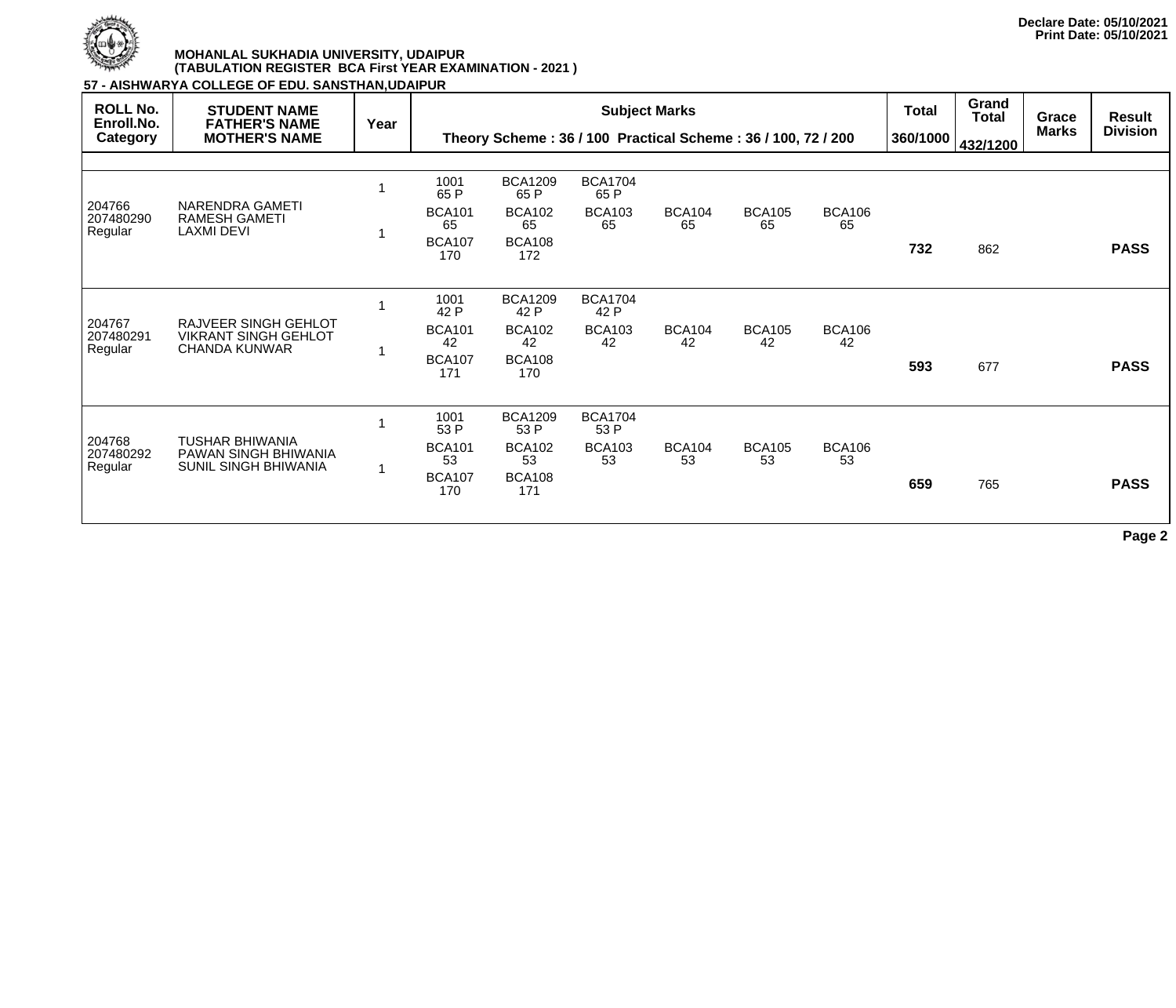Declare Date: 05/10/2021
Print Date: 05/10/2021

**MOHANLAL SUKHADIA UNIVERSITY, UDAIPUR**
**(TABULATION REGISTER BCA First YEAR EXAMINATION - 2021 )**

**57 - AISHWARYA COLLEGE OF EDU. SANSTHAN,UDAIPUR**

| ROLL No. Enroll.No. Category | STUDENT NAME FATHER'S NAME MOTHER'S NAME | Year | Subject Marks Theory Scheme : 36 / 100 Practical Scheme : 36 / 100, 72 / 200 | | | | | | Total 360/1000 | Grand Total 432/1200 | Grace Marks | Result Division |
|---|---|---|---|---|---|---|---|---|---|---|---|---|
| 204766 207480290 Regular | NARENDRA GAMETI RAMESH GAMETI LAXMI DEVI | 1 | 1001 65 P | BCA1209 65 P | BCA1704 65 P | | | | | | | |
| | | 1 | BCA101 65 | BCA102 65 | BCA103 65 | BCA104 65 | BCA105 65 | BCA106 65 | | | | |
| | | | BCA107 170 | BCA108 172 | | | | | 732 | 862 | | PASS |
| 204767 207480291 Regular | RAJVEER SINGH GEHLOT VIKRANT SINGH GEHLOT CHANDA KUNWAR | 1 | 1001 42 P | BCA1209 42 P | BCA1704 42 P | | | | | | | |
| | | 1 | BCA101 42 | BCA102 42 | BCA103 42 | BCA104 42 | BCA105 42 | BCA106 42 | | | | |
| | | | BCA107 171 | BCA108 170 | | | | | 593 | 677 | | PASS |
| 204768 207480292 Regular | TUSHAR BHIWANIA PAWAN SINGH BHIWANIA SUNIL SINGH BHIWANIA | 1 | 1001 53 P | BCA1209 53 P | BCA1704 53 P | | | | | | | |
| | | 1 | BCA101 53 | BCA102 53 | BCA103 53 | BCA104 53 | BCA105 53 | BCA106 53 | | | | |
| | | | BCA107 170 | BCA108 171 | | | | | 659 | 765 | | PASS |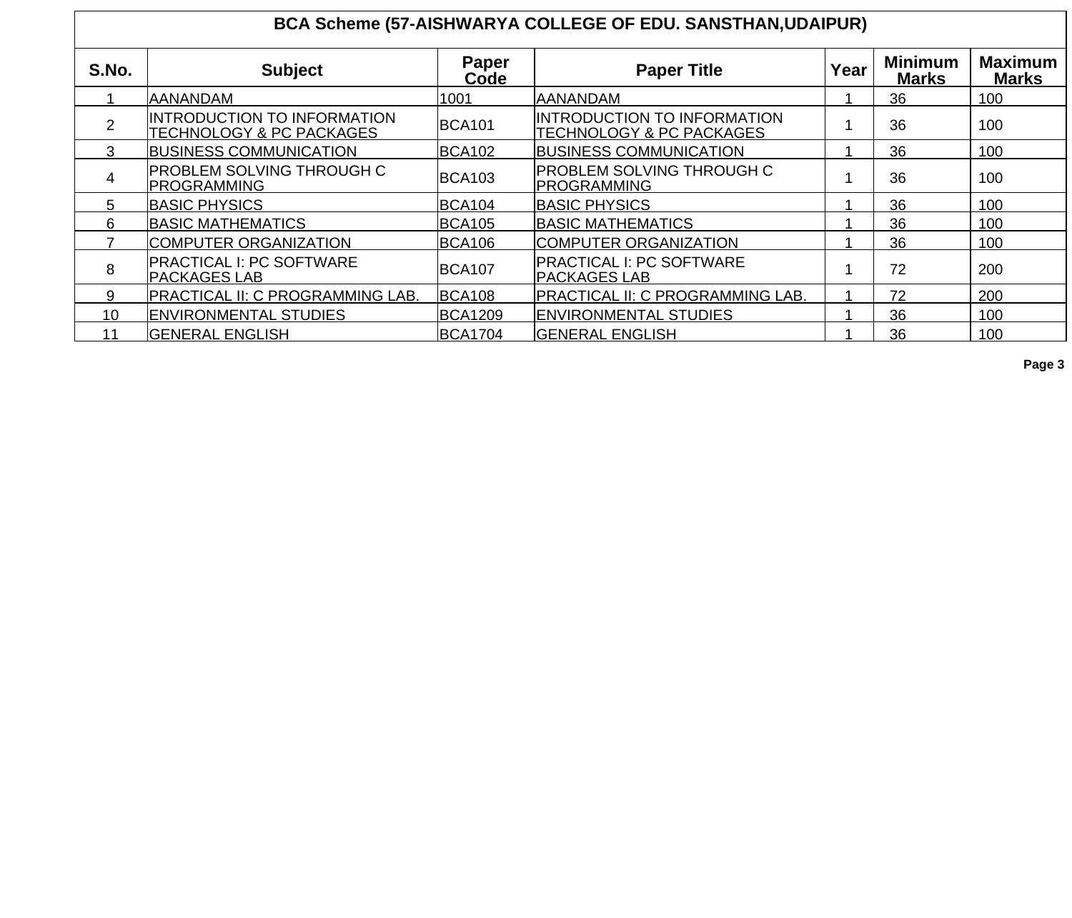| BCA Scheme (57-AISHWARYA COLLEGE OF EDU. SANSTHAN,UDAIPUR) | | | | | | |
|---|---|---|---|---|---|---|
| **S.No.** | **Subject** | **Paper Code** | **Paper Title** | **Year** | **Minimum Marks** | **Maximum Marks** |
| 1 | AANANDAM | 1001 | AANANDAM | 1 | 36 | 100 |
| 2 | INTRODUCTION TO INFORMATION TECHNOLOGY & PC PACKAGES | BCA101 | INTRODUCTION TO INFORMATION TECHNOLOGY & PC PACKAGES | 1 | 36 | 100 |
| 3 | BUSINESS COMMUNICATION | BCA102 | BUSINESS COMMUNICATION | 1 | 36 | 100 |
| 4 | PROBLEM SOLVING THROUGH C PROGRAMMING | BCA103 | PROBLEM SOLVING THROUGH C PROGRAMMING | 1 | 36 | 100 |
| 5 | BASIC PHYSICS | BCA104 | BASIC PHYSICS | 1 | 36 | 100 |
| 6 | BASIC MATHEMATICS | BCA105 | BASIC MATHEMATICS | 1 | 36 | 100 |
| 7 | COMPUTER ORGANIZATION | BCA106 | COMPUTER ORGANIZATION | 1 | 36 | 100 |
| 8 | PRACTICAL I: PC SOFTWARE PACKAGES LAB | BCA107 | PRACTICAL I: PC SOFTWARE PACKAGES LAB | 1 | 72 | 200 |
| 9 | PRACTICAL II: C PROGRAMMING LAB. | BCA108 | PRACTICAL II: C PROGRAMMING LAB. | 1 | 72 | 200 |
| 10 | ENVIRONMENTAL STUDIES | BCA1209 | ENVIRONMENTAL STUDIES | 1 | 36 | 100 |
| 11 | GENERAL ENGLISH | BCA1704 | GENERAL ENGLISH | 1 | 36 | 100 |